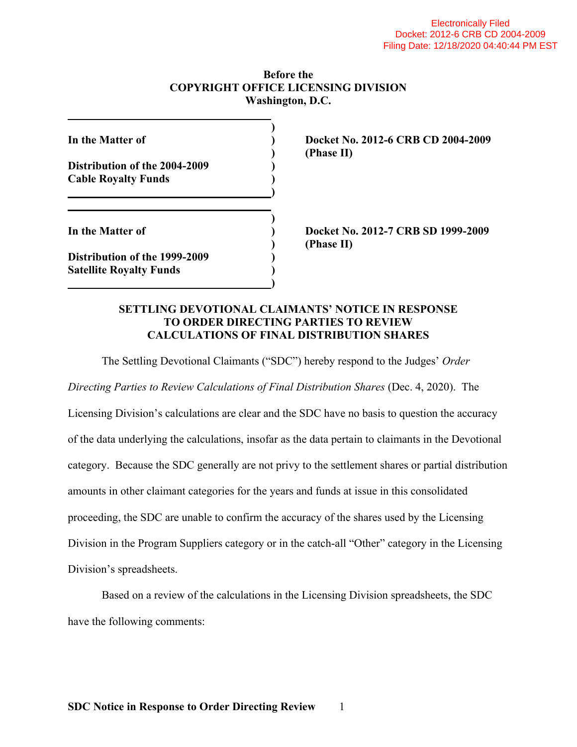Electronically Filed
Docket: 2012-6 CRB CD 2004-2009
Filing Date: 12/18/2020 04:40:44 PM EST

**Before the**
**COPYRIGHT OFFICE LICENSING DIVISION**
**Washington, D.C.**

| | |
|---|---|
| **In the Matter of**<br><br>**Distribution of the 2004-2009 Cable Royalty Funds** | **Docket No. 2012-6 CRB CD 2004-2009 (Phase II)** |
| **In the Matter of**<br><br>**Distribution of the 1999-2009 Satellite Royalty Funds** | **Docket No. 2012-7 CRB SD 1999-2009 (Phase II)** |

## SETTLING DEVOTIONAL CLAIMANTS' NOTICE IN RESPONSE TO ORDER DIRECTING PARTIES TO REVIEW CALCULATIONS OF FINAL DISTRIBUTION SHARES

The Settling Devotional Claimants ("SDC") hereby respond to the Judges' *Order Directing Parties to Review Calculations of Final Distribution Shares* (Dec. 4, 2020). The Licensing Division's calculations are clear and the SDC have no basis to question the accuracy of the data underlying the calculations, insofar as the data pertain to claimants in the Devotional category. Because the SDC generally are not privy to the settlement shares or partial distribution amounts in other claimant categories for the years and funds at issue in this consolidated proceeding, the SDC are unable to confirm the accuracy of the shares used by the Licensing Division in the Program Suppliers category or in the catch-all "Other" category in the Licensing Division's spreadsheets.

Based on a review of the calculations in the Licensing Division spreadsheets, the SDC have the following comments: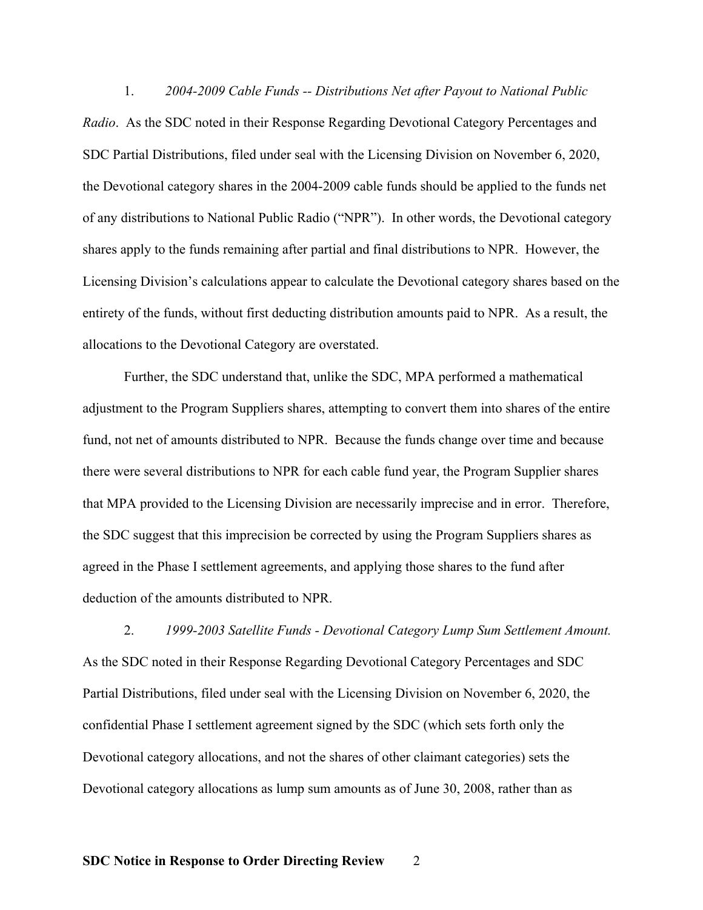1. *2004-2009 Cable Funds -- Distributions Net after Payout to National Public Radio*. As the SDC noted in their Response Regarding Devotional Category Percentages and SDC Partial Distributions, filed under seal with the Licensing Division on November 6, 2020, the Devotional category shares in the 2004-2009 cable funds should be applied to the funds net of any distributions to National Public Radio ("NPR"). In other words, the Devotional category shares apply to the funds remaining after partial and final distributions to NPR. However, the Licensing Division's calculations appear to calculate the Devotional category shares based on the entirety of the funds, without first deducting distribution amounts paid to NPR. As a result, the allocations to the Devotional Category are overstated.

Further, the SDC understand that, unlike the SDC, MPA performed a mathematical adjustment to the Program Suppliers shares, attempting to convert them into shares of the entire fund, not net of amounts distributed to NPR. Because the funds change over time and because there were several distributions to NPR for each cable fund year, the Program Supplier shares that MPA provided to the Licensing Division are necessarily imprecise and in error. Therefore, the SDC suggest that this imprecision be corrected by using the Program Suppliers shares as agreed in the Phase I settlement agreements, and applying those shares to the fund after deduction of the amounts distributed to NPR.

2. *1999-2003 Satellite Funds - Devotional Category Lump Sum Settlement Amount.* As the SDC noted in their Response Regarding Devotional Category Percentages and SDC Partial Distributions, filed under seal with the Licensing Division on November 6, 2020, the confidential Phase I settlement agreement signed by the SDC (which sets forth only the Devotional category allocations, and not the shares of other claimant categories) sets the Devotional category allocations as lump sum amounts as of June 30, 2008, rather than as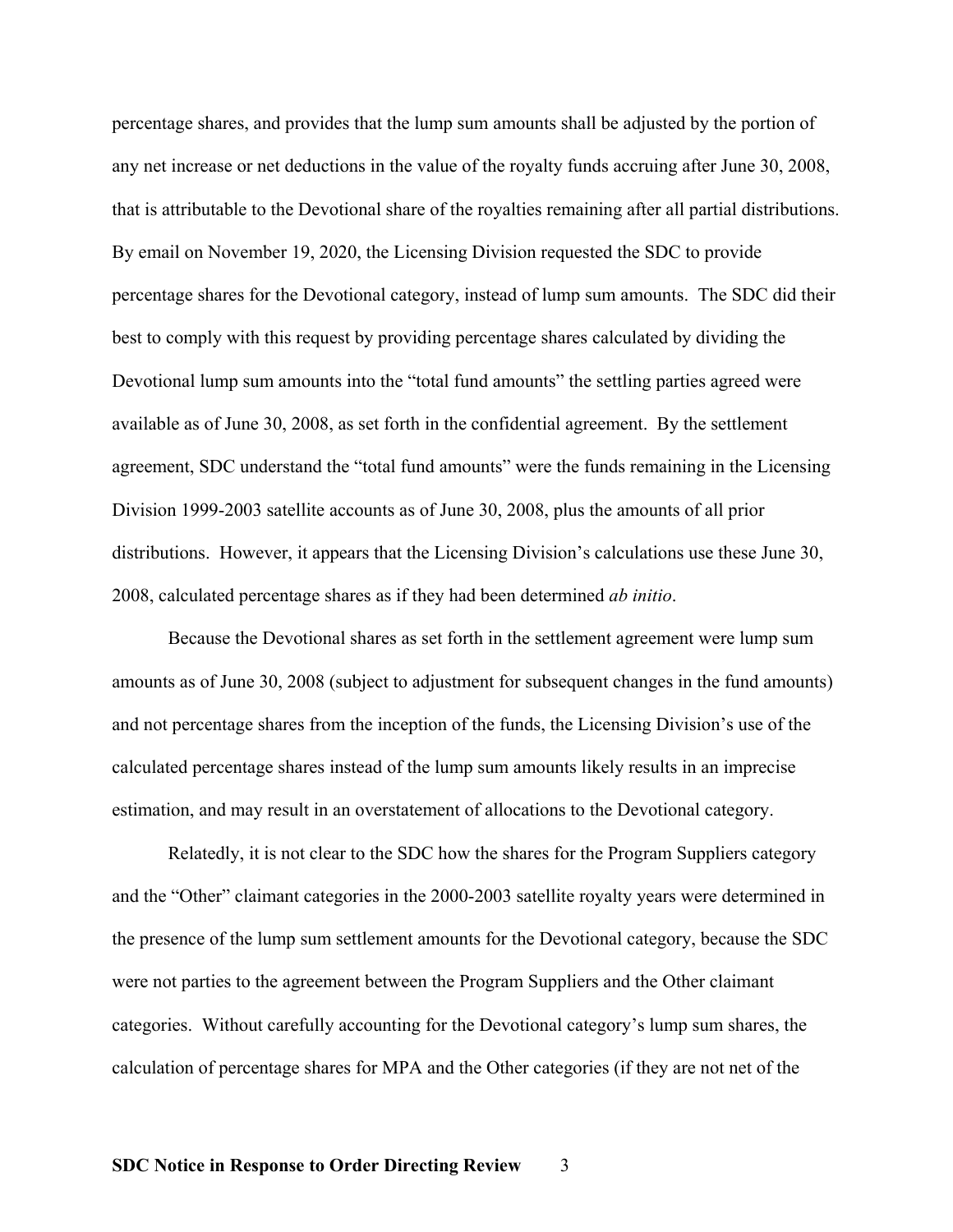percentage shares, and provides that the lump sum amounts shall be adjusted by the portion of any net increase or net deductions in the value of the royalty funds accruing after June 30, 2008, that is attributable to the Devotional share of the royalties remaining after all partial distributions. By email on November 19, 2020, the Licensing Division requested the SDC to provide percentage shares for the Devotional category, instead of lump sum amounts. The SDC did their best to comply with this request by providing percentage shares calculated by dividing the Devotional lump sum amounts into the "total fund amounts" the settling parties agreed were available as of June 30, 2008, as set forth in the confidential agreement. By the settlement agreement, SDC understand the "total fund amounts" were the funds remaining in the Licensing Division 1999-2003 satellite accounts as of June 30, 2008, plus the amounts of all prior distributions. However, it appears that the Licensing Division's calculations use these June 30, 2008, calculated percentage shares as if they had been determined *ab initio*.

Because the Devotional shares as set forth in the settlement agreement were lump sum amounts as of June 30, 2008 (subject to adjustment for subsequent changes in the fund amounts) and not percentage shares from the inception of the funds, the Licensing Division's use of the calculated percentage shares instead of the lump sum amounts likely results in an imprecise estimation, and may result in an overstatement of allocations to the Devotional category.

Relatedly, it is not clear to the SDC how the shares for the Program Suppliers category and the "Other" claimant categories in the 2000-2003 satellite royalty years were determined in the presence of the lump sum settlement amounts for the Devotional category, because the SDC were not parties to the agreement between the Program Suppliers and the Other claimant categories. Without carefully accounting for the Devotional category's lump sum shares, the calculation of percentage shares for MPA and the Other categories (if they are not net of the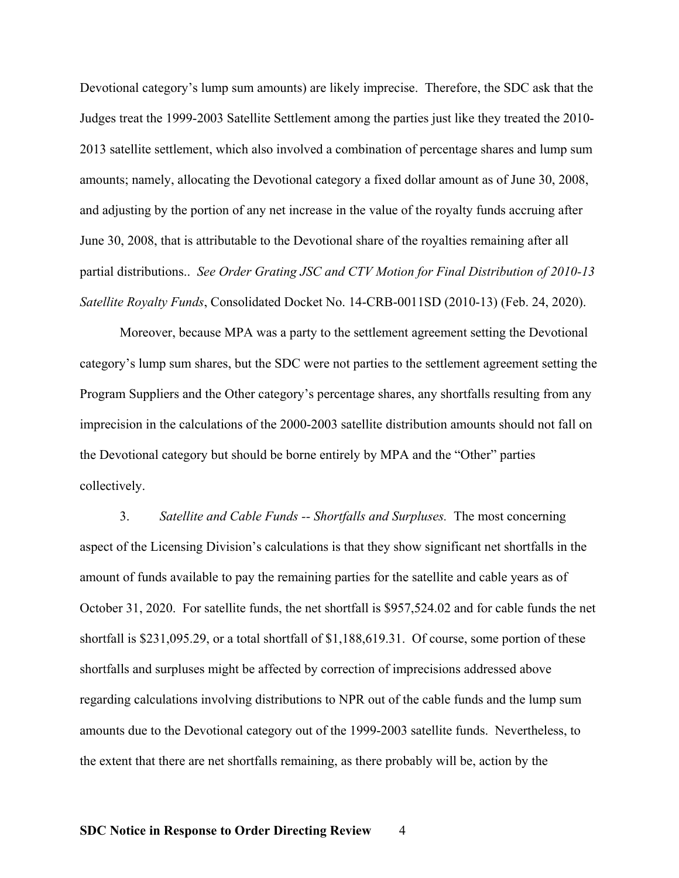Devotional category's lump sum amounts) are likely imprecise. Therefore, the SDC ask that the Judges treat the 1999-2003 Satellite Settlement among the parties just like they treated the 2010-2013 satellite settlement, which also involved a combination of percentage shares and lump sum amounts; namely, allocating the Devotional category a fixed dollar amount as of June 30, 2008, and adjusting by the portion of any net increase in the value of the royalty funds accruing after June 30, 2008, that is attributable to the Devotional share of the royalties remaining after all partial distributions.. *See Order Grating JSC and CTV Motion for Final Distribution of 2010-13 Satellite Royalty Funds*, Consolidated Docket No. 14-CRB-0011SD (2010-13) (Feb. 24, 2020).

Moreover, because MPA was a party to the settlement agreement setting the Devotional category's lump sum shares, but the SDC were not parties to the settlement agreement setting the Program Suppliers and the Other category's percentage shares, any shortfalls resulting from any imprecision in the calculations of the 2000-2003 satellite distribution amounts should not fall on the Devotional category but should be borne entirely by MPA and the "Other" parties collectively.

3. *Satellite and Cable Funds -- Shortfalls and Surpluses.* The most concerning aspect of the Licensing Division's calculations is that they show significant net shortfalls in the amount of funds available to pay the remaining parties for the satellite and cable years as of October 31, 2020. For satellite funds, the net shortfall is $957,524.02 and for cable funds the net shortfall is $231,095.29, or a total shortfall of $1,188,619.31. Of course, some portion of these shortfalls and surpluses might be affected by correction of imprecisions addressed above regarding calculations involving distributions to NPR out of the cable funds and the lump sum amounts due to the Devotional category out of the 1999-2003 satellite funds. Nevertheless, to the extent that there are net shortfalls remaining, as there probably will be, action by the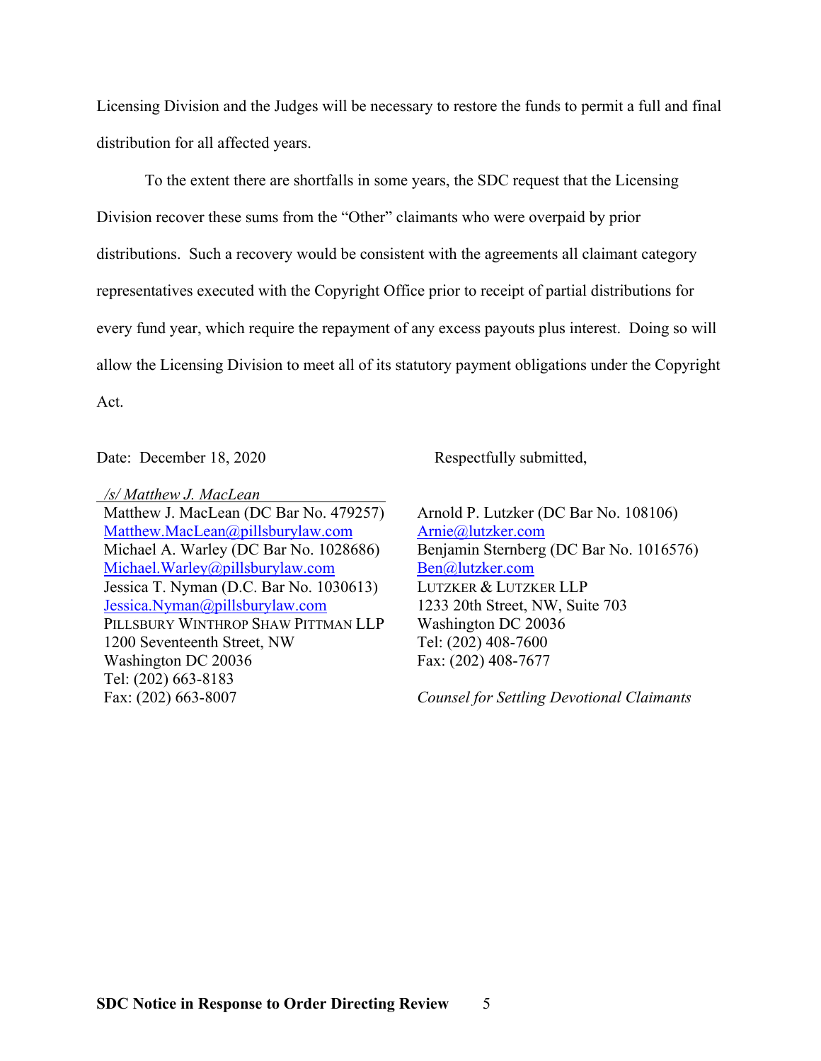Licensing Division and the Judges will be necessary to restore the funds to permit a full and final distribution for all affected years.

To the extent there are shortfalls in some years, the SDC request that the Licensing Division recover these sums from the "Other" claimants who were overpaid by prior distributions. Such a recovery would be consistent with the agreements all claimant category representatives executed with the Copyright Office prior to receipt of partial distributions for every fund year, which require the repayment of any excess payouts plus interest. Doing so will allow the Licensing Division to meet all of its statutory payment obligations under the Copyright Act.

Date: December 18, 2020

Respectfully submitted,

/s/ Matthew J. MacLean
Matthew J. MacLean (DC Bar No. 479257)
Matthew.MacLean@pillsburylaw.com
Michael A. Warley (DC Bar No. 1028686)
Michael.Warley@pillsburylaw.com
Jessica T. Nyman (D.C. Bar No. 1030613)
Jessica.Nyman@pillsburylaw.com
PILLSBURY WINTHROP SHAW PITTMAN LLP
1200 Seventeenth Street, NW
Washington DC 20036
Tel: (202) 663-8183
Fax: (202) 663-8007

Arnold P. Lutzker (DC Bar No. 108106)
Arnie@lutzker.com
Benjamin Sternberg (DC Bar No. 1016576)
Ben@lutzker.com
LUTZKER & LUTZKER LLP
1233 20th Street, NW, Suite 703
Washington DC 20036
Tel: (202) 408-7600
Fax: (202) 408-7677

*Counsel for Settling Devotional Claimants*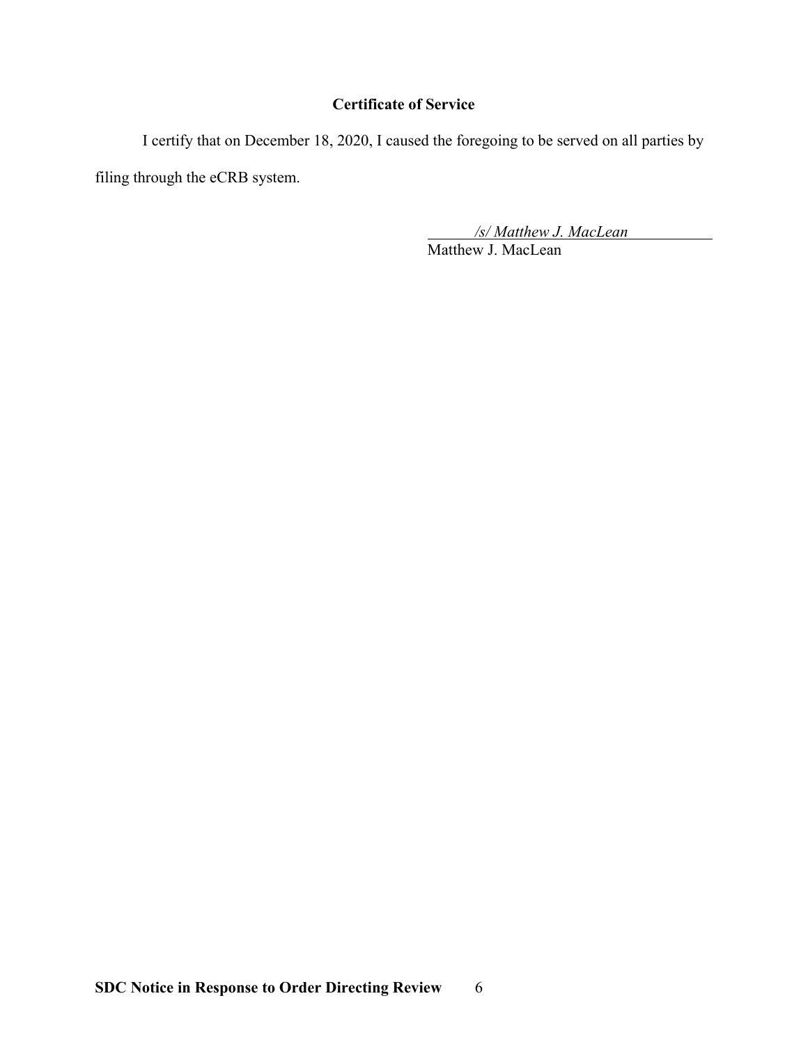## Certificate of Service

I certify that on December 18, 2020, I caused the foregoing to be served on all parties by filing through the eCRB system.

*/s/ Matthew J. MacLean*
Matthew J. MacLean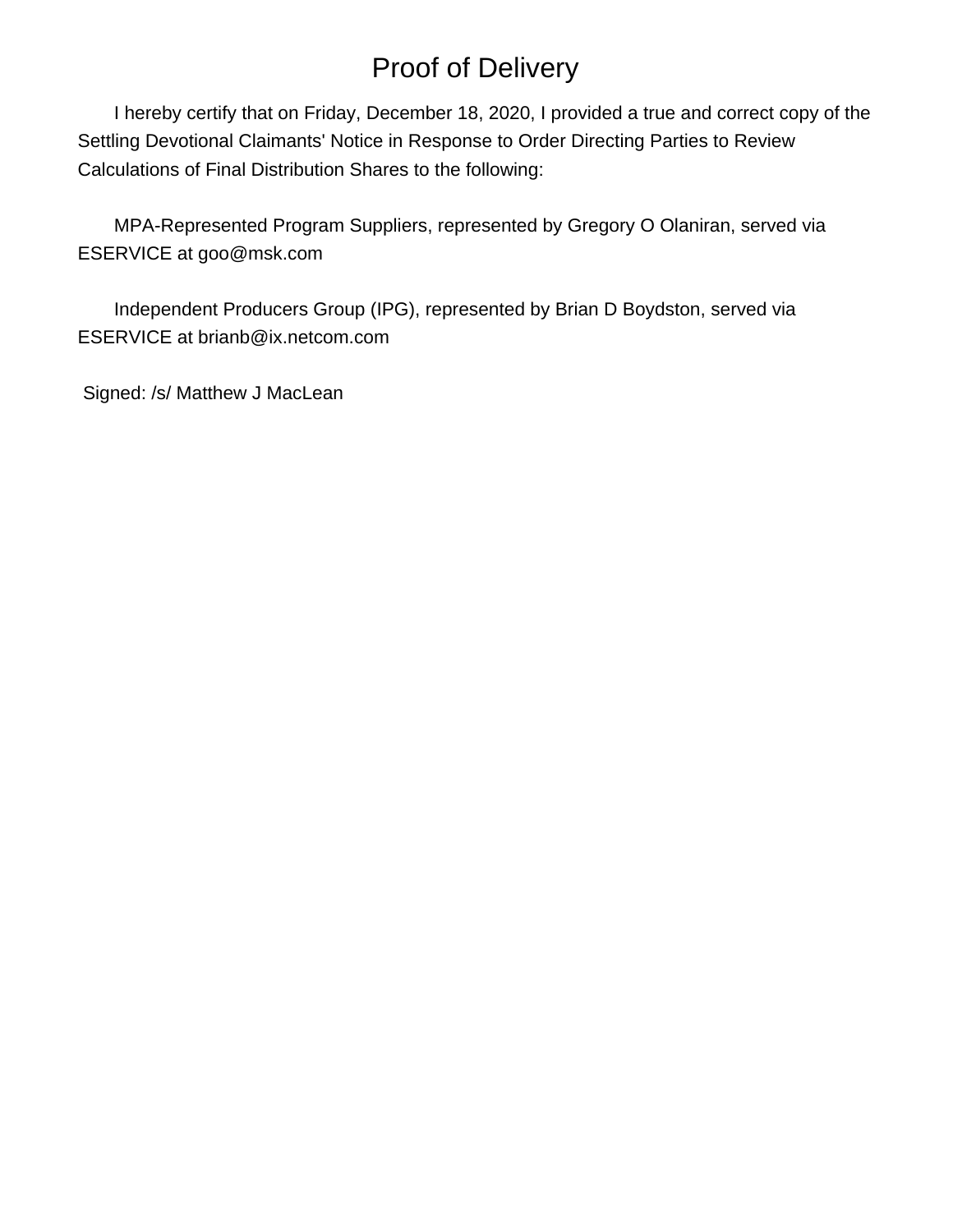# Proof of Delivery

I hereby certify that on Friday, December 18, 2020, I provided a true and correct copy of the Settling Devotional Claimants' Notice in Response to Order Directing Parties to Review Calculations of Final Distribution Shares to the following:

MPA-Represented Program Suppliers, represented by Gregory O Olaniran, served via ESERVICE at goo@msk.com

Independent Producers Group (IPG), represented by Brian D Boydston, served via ESERVICE at brianb@ix.netcom.com

Signed: /s/ Matthew J MacLean